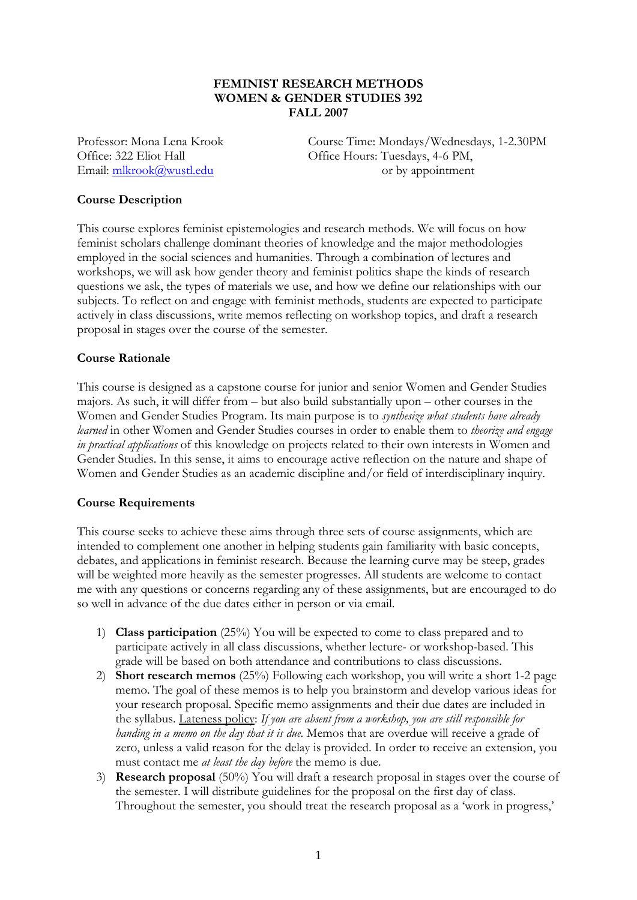# FEMINIST RESEARCH METHODS
## WOMEN & GENDER STUDIES 392
## FALL 2007

Professor: Mona Lena Krook
Office: 322 Eliot Hall
Email: mlkrook@wustl.edu

Course Time: Mondays/Wednesdays, 1-2.30PM
Office Hours: Tuesdays, 4-6 PM, or by appointment

### Course Description

This course explores feminist epistemologies and research methods. We will focus on how feminist scholars challenge dominant theories of knowledge and the major methodologies employed in the social sciences and humanities. Through a combination of lectures and workshops, we will ask how gender theory and feminist politics shape the kinds of research questions we ask, the types of materials we use, and how we define our relationships with our subjects. To reflect on and engage with feminist methods, students are expected to participate actively in class discussions, write memos reflecting on workshop topics, and draft a research proposal in stages over the course of the semester.

### Course Rationale

This course is designed as a capstone course for junior and senior Women and Gender Studies majors. As such, it will differ from – but also build substantially upon – other courses in the Women and Gender Studies Program. Its main purpose is to *synthesize what students have already learned* in other Women and Gender Studies courses in order to enable them to *theorize and engage in practical applications* of this knowledge on projects related to their own interests in Women and Gender Studies. In this sense, it aims to encourage active reflection on the nature and shape of Women and Gender Studies as an academic discipline and/or field of interdisciplinary inquiry.

### Course Requirements

This course seeks to achieve these aims through three sets of course assignments, which are intended to complement one another in helping students gain familiarity with basic concepts, debates, and applications in feminist research. Because the learning curve may be steep, grades will be weighted more heavily as the semester progresses. All students are welcome to contact me with any questions or concerns regarding any of these assignments, but are encouraged to do so well in advance of the due dates either in person or via email.

1) **Class participation** (25%) You will be expected to come to class prepared and to participate actively in all class discussions, whether lecture- or workshop-based. This grade will be based on both attendance and contributions to class discussions.
2) **Short research memos** (25%) Following each workshop, you will write a short 1-2 page memo. The goal of these memos is to help you brainstorm and develop various ideas for your research proposal. Specific memo assignments and their due dates are included in the syllabus. Lateness policy: *If you are absent from a workshop, you are still responsible for handing in a memo on the day that it is due.* Memos that are overdue will receive a grade of zero, unless a valid reason for the delay is provided. In order to receive an extension, you must contact me *at least the day before* the memo is due.
3) **Research proposal** (50%) You will draft a research proposal in stages over the course of the semester. I will distribute guidelines for the proposal on the first day of class. Throughout the semester, you should treat the research proposal as a 'work in progress,'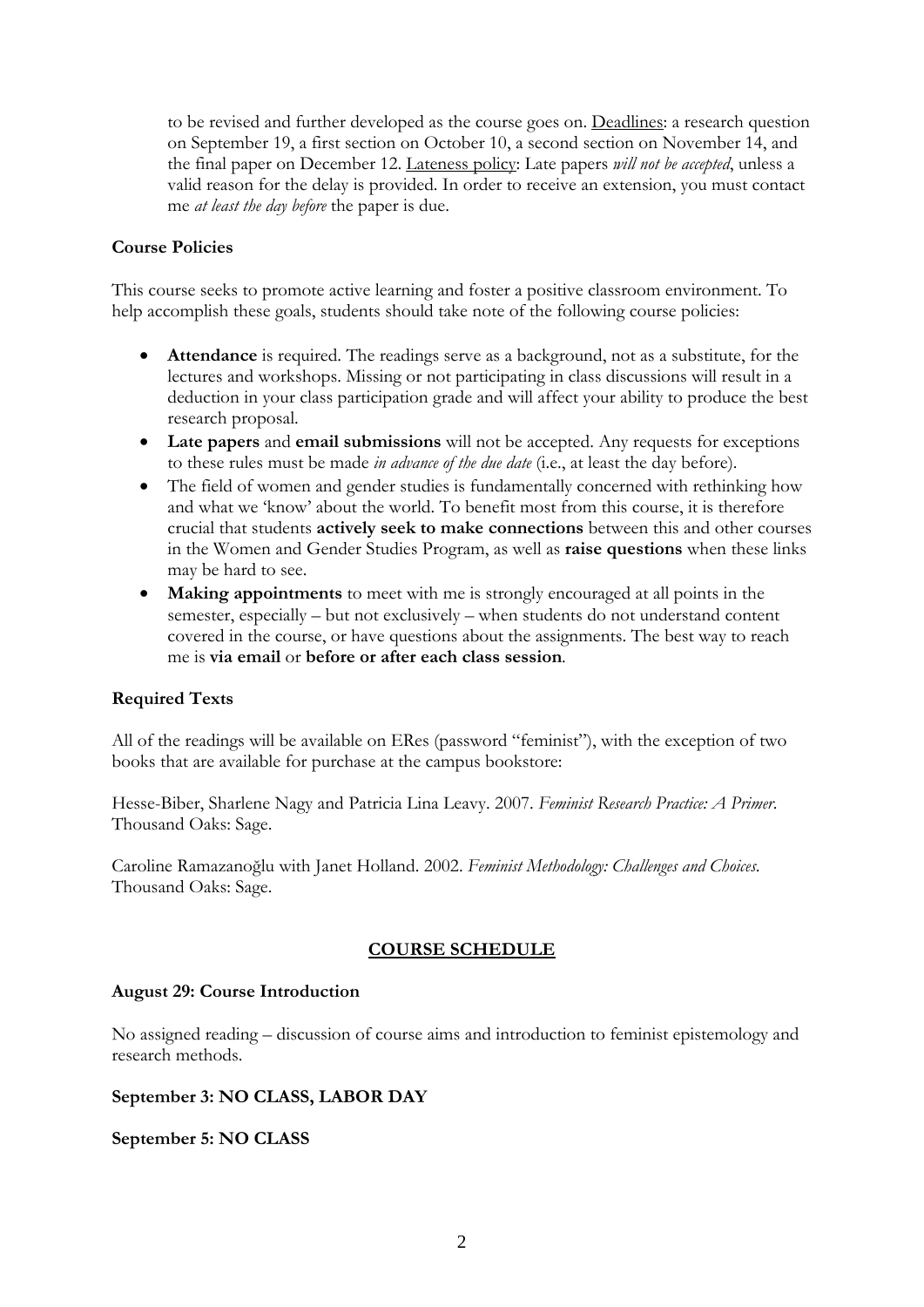to be revised and further developed as the course goes on. Deadlines: a research question on September 19, a first section on October 10, a second section on November 14, and the final paper on December 12. Lateness policy: Late papers *will not be accepted*, unless a valid reason for the delay is provided. In order to receive an extension, you must contact me *at least the day before* the paper is due.

**Course Policies**

This course seeks to promote active learning and foster a positive classroom environment. To help accomplish these goals, students should take note of the following course policies:

- **Attendance** is required. The readings serve as a background, not as a substitute, for the lectures and workshops. Missing or not participating in class discussions will result in a deduction in your class participation grade and will affect your ability to produce the best research proposal.
- **Late papers** and **email submissions** will not be accepted. Any requests for exceptions to these rules must be made *in advance of the due date* (i.e., at least the day before).
- The field of women and gender studies is fundamentally concerned with rethinking how and what we 'know' about the world. To benefit most from this course, it is therefore crucial that students **actively seek to make connections** between this and other courses in the Women and Gender Studies Program, as well as **raise questions** when these links may be hard to see.
- **Making appointments** to meet with me is strongly encouraged at all points in the semester, especially – but not exclusively – when students do not understand content covered in the course, or have questions about the assignments. The best way to reach me is **via email** or **before or after each class session**.

**Required Texts**

All of the readings will be available on ERes (password "feminist"), with the exception of two books that are available for purchase at the campus bookstore:

Hesse-Biber, Sharlene Nagy and Patricia Lina Leavy. 2007. *Feminist Research Practice: A Primer*. Thousand Oaks: Sage.

Caroline Ramazanoğlu with Janet Holland. 2002. *Feminist Methodology: Challenges and Choices*. Thousand Oaks: Sage.

## COURSE SCHEDULE

**August 29: Course Introduction**

No assigned reading – discussion of course aims and introduction to feminist epistemology and research methods.

**September 3: NO CLASS, LABOR DAY**

**September 5: NO CLASS**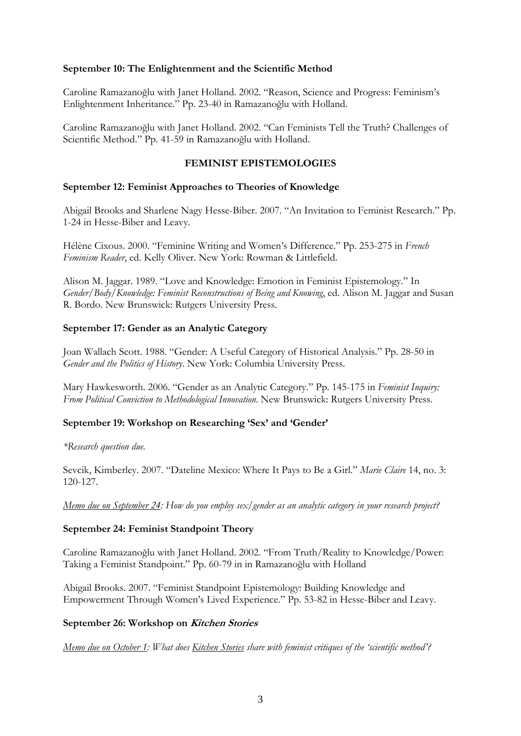**September 10: The Enlightenment and the Scientific Method**

Caroline Ramazanoğlu with Janet Holland. 2002. "Reason, Science and Progress: Feminism's Enlightenment Inheritance." Pp. 23-40 in Ramazanoğlu with Holland.

Caroline Ramazanoğlu with Janet Holland. 2002. "Can Feminists Tell the Truth? Challenges of Scientific Method." Pp. 41-59 in Ramazanoğlu with Holland.

## FEMINIST EPISTEMOLOGIES

**September 12: Feminist Approaches to Theories of Knowledge**

Abigail Brooks and Sharlene Nagy Hesse-Biber. 2007. "An Invitation to Feminist Research." Pp. 1-24 in Hesse-Biber and Leavy.

Hélène Cixous. 2000. "Feminine Writing and Women's Difference." Pp. 253-275 in *French Feminism Reader*, ed. Kelly Oliver. New York: Rowman & Littlefield.

Alison M. Jaggar. 1989. "Love and Knowledge: Emotion in Feminist Epistemology." In *Gender/Body/Knowledge: Feminist Reconstructions of Being and Knowing*, ed. Alison M. Jaggar and Susan R. Bordo. New Brunswick: Rutgers University Press.

**September 17: Gender as an Analytic Category**

Joan Wallach Scott. 1988. "Gender: A Useful Category of Historical Analysis." Pp. 28-50 in *Gender and the Politics of History*. New York: Columbia University Press.

Mary Hawkesworth. 2006. "Gender as an Analytic Category." Pp. 145-175 in *Feminist Inquiry: From Political Conviction to Methodological Innovation*. New Brunswick: Rutgers University Press.

**September 19: Workshop on Researching 'Sex' and 'Gender'**

*\*Research question due.*

Sevcik, Kimberley. 2007. "Dateline Mexico: Where It Pays to Be a Girl." *Marie Claire* 14, no. 3: 120-127.

*Memo due on September 24: How do you employ sex/gender as an analytic category in your research project?*

**September 24: Feminist Standpoint Theory**

Caroline Ramazanoğlu with Janet Holland. 2002. "From Truth/Reality to Knowledge/Power: Taking a Feminist Standpoint." Pp. 60-79 in in Ramazanoğlu with Holland

Abigail Brooks. 2007. "Feminist Standpoint Epistemology: Building Knowledge and Empowerment Through Women's Lived Experience." Pp. 53-82 in Hesse-Biber and Leavy.

**September 26: Workshop on *Kitchen Stories***

*Memo due on October 1: What does Kitchen Stories share with feminist critiques of the 'scientific method'?*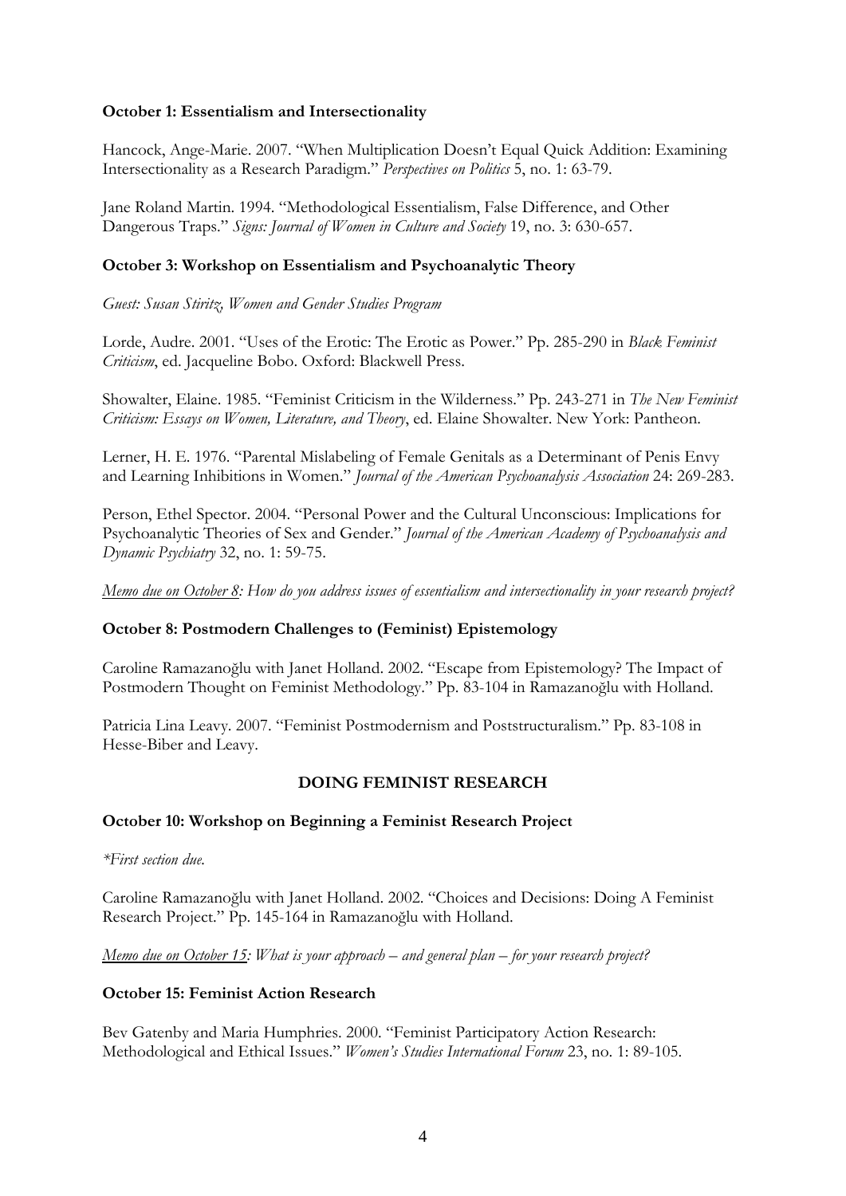**October 1: Essentialism and Intersectionality**

Hancock, Ange-Marie. 2007. "When Multiplication Doesn't Equal Quick Addition: Examining Intersectionality as a Research Paradigm." *Perspectives on Politics* 5, no. 1: 63-79.

Jane Roland Martin. 1994. "Methodological Essentialism, False Difference, and Other Dangerous Traps." *Signs: Journal of Women in Culture and Society* 19, no. 3: 630-657.

**October 3: Workshop on Essentialism and Psychoanalytic Theory**

*Guest: Susan Stiritz, Women and Gender Studies Program*

Lorde, Audre. 2001. "Uses of the Erotic: The Erotic as Power." Pp. 285-290 in *Black Feminist Criticism*, ed. Jacqueline Bobo. Oxford: Blackwell Press.

Showalter, Elaine. 1985. "Feminist Criticism in the Wilderness." Pp. 243-271 in *The New Feminist Criticism: Essays on Women, Literature, and Theory*, ed. Elaine Showalter. New York: Pantheon.

Lerner, H. E. 1976. "Parental Mislabeling of Female Genitals as a Determinant of Penis Envy and Learning Inhibitions in Women." *Journal of the American Psychoanalysis Association* 24: 269-283.

Person, Ethel Spector. 2004. "Personal Power and the Cultural Unconscious: Implications for Psychoanalytic Theories of Sex and Gender." *Journal of the American Academy of Psychoanalysis and Dynamic Psychiatry* 32, no. 1: 59-75.

*Memo due on October 8: How do you address issues of essentialism and intersectionality in your research project?*

**October 8: Postmodern Challenges to (Feminist) Epistemology**

Caroline Ramazanoğlu with Janet Holland. 2002. "Escape from Epistemology? The Impact of Postmodern Thought on Feminist Methodology." Pp. 83-104 in Ramazanoğlu with Holland.

Patricia Lina Leavy. 2007. "Feminist Postmodernism and Poststructuralism." Pp. 83-108 in Hesse-Biber and Leavy.

## DOING FEMINIST RESEARCH

**October 10: Workshop on Beginning a Feminist Research Project**

*\*First section due.*

Caroline Ramazanoğlu with Janet Holland. 2002. "Choices and Decisions: Doing A Feminist Research Project." Pp. 145-164 in Ramazanoğlu with Holland.

*Memo due on October 15: What is your approach – and general plan – for your research project?*

**October 15: Feminist Action Research**

Bev Gatenby and Maria Humphries. 2000. "Feminist Participatory Action Research: Methodological and Ethical Issues." *Women's Studies International Forum* 23, no. 1: 89-105.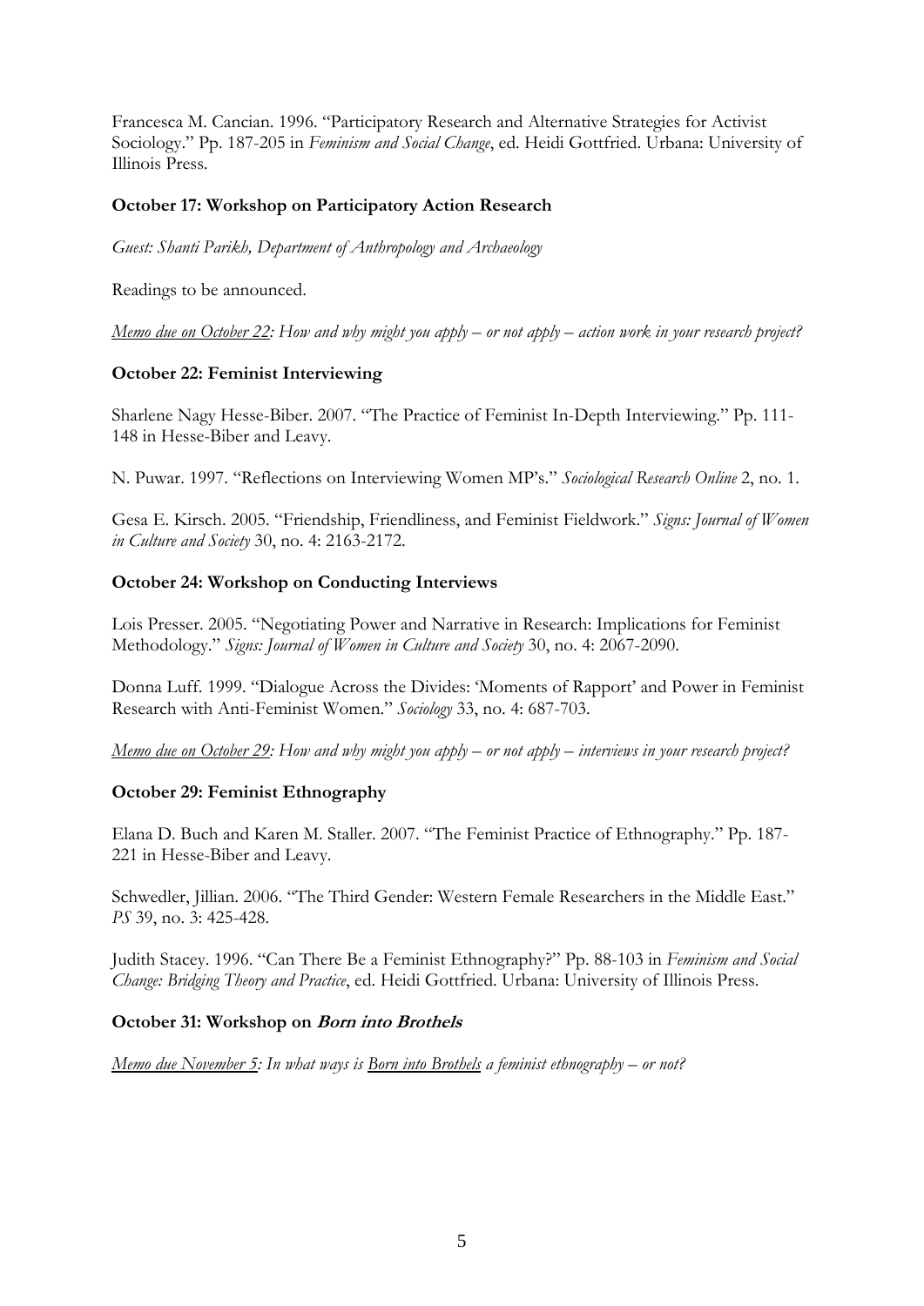Francesca M. Cancian. 1996. "Participatory Research and Alternative Strategies for Activist Sociology." Pp. 187-205 in *Feminism and Social Change*, ed. Heidi Gottfried. Urbana: University of Illinois Press.

**October 17: Workshop on Participatory Action Research**

*Guest: Shanti Parikh, Department of Anthropology and Archaeology*

Readings to be announced.

*<u>Memo due on October 22</u>: How and why might you apply – or not apply – action work in your research project?*

**October 22: Feminist Interviewing**

Sharlene Nagy Hesse-Biber. 2007. "The Practice of Feminist In-Depth Interviewing." Pp. 111-148 in Hesse-Biber and Leavy.

N. Puwar. 1997. "Reflections on Interviewing Women MP's." *Sociological Research Online* 2, no. 1.

Gesa E. Kirsch. 2005. "Friendship, Friendliness, and Feminist Fieldwork." *Signs: Journal of Women in Culture and Society* 30, no. 4: 2163-2172.

**October 24: Workshop on Conducting Interviews**

Lois Presser. 2005. "Negotiating Power and Narrative in Research: Implications for Feminist Methodology." *Signs: Journal of Women in Culture and Society* 30, no. 4: 2067-2090.

Donna Luff. 1999. "Dialogue Across the Divides: 'Moments of Rapport' and Power in Feminist Research with Anti-Feminist Women." *Sociology* 33, no. 4: 687-703.

*<u>Memo due on October 29</u>: How and why might you apply – or not apply – interviews in your research project?*

**October 29: Feminist Ethnography**

Elana D. Buch and Karen M. Staller. 2007. "The Feminist Practice of Ethnography." Pp. 187-221 in Hesse-Biber and Leavy.

Schwedler, Jillian. 2006. "The Third Gender: Western Female Researchers in the Middle East." *PS* 39, no. 3: 425-428.

Judith Stacey. 1996. "Can There Be a Feminist Ethnography?" Pp. 88-103 in *Feminism and Social Change: Bridging Theory and Practice*, ed. Heidi Gottfried. Urbana: University of Illinois Press.

**October 31: Workshop on *Born into Brothels***

*<u>Memo due November 5</u>: In what ways is <u>Born into Brothels</u> a feminist ethnography – or not?*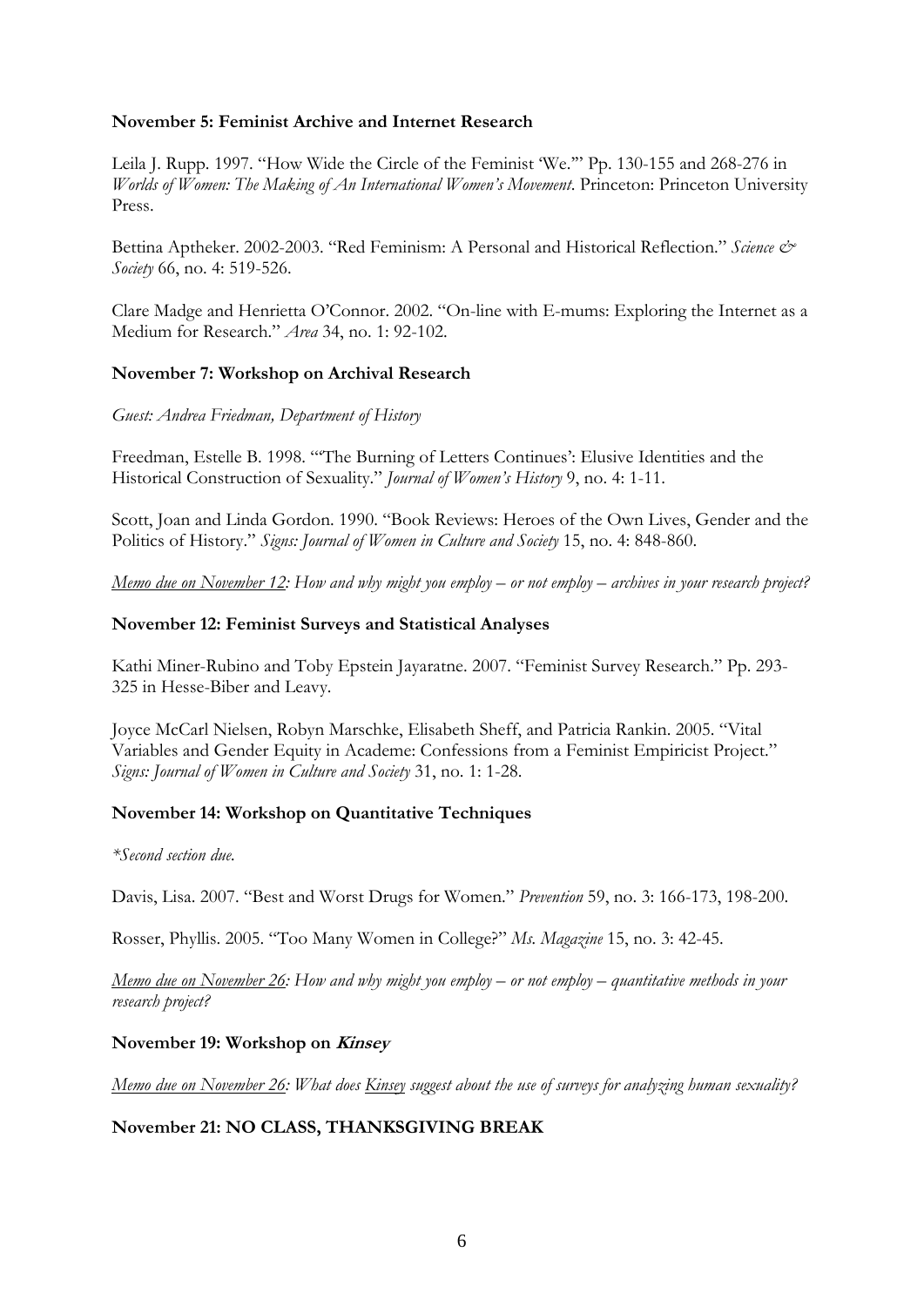**November 5: Feminist Archive and Internet Research**

Leila J. Rupp. 1997. "How Wide the Circle of the Feminist 'We.'" Pp. 130-155 and 268-276 in *Worlds of Women: The Making of An International Women's Movement*. Princeton: Princeton University Press.

Bettina Aptheker. 2002-2003. "Red Feminism: A Personal and Historical Reflection." *Science & Society* 66, no. 4: 519-526.

Clare Madge and Henrietta O'Connor. 2002. "On-line with E-mums: Exploring the Internet as a Medium for Research." *Area* 34, no. 1: 92-102.

**November 7: Workshop on Archival Research**

*Guest: Andrea Friedman, Department of History*

Freedman, Estelle B. 1998. "'The Burning of Letters Continues': Elusive Identities and the Historical Construction of Sexuality." *Journal of Women's History* 9, no. 4: 1-11.

Scott, Joan and Linda Gordon. 1990. "Book Reviews: Heroes of the Own Lives, Gender and the Politics of History." *Signs: Journal of Women in Culture and Society* 15, no. 4: 848-860.

*<u>Memo due on November 12</u>: How and why might you employ – or not employ – archives in your research project?*

**November 12: Feminist Surveys and Statistical Analyses**

Kathi Miner-Rubino and Toby Epstein Jayaratne. 2007. "Feminist Survey Research." Pp. 293-325 in Hesse-Biber and Leavy.

Joyce McCarl Nielsen, Robyn Marschke, Elisabeth Sheff, and Patricia Rankin. 2005. "Vital Variables and Gender Equity in Academe: Confessions from a Feminist Empiricist Project." *Signs: Journal of Women in Culture and Society* 31, no. 1: 1-28.

**November 14: Workshop on Quantitative Techniques**

*\*Second section due.*

Davis, Lisa. 2007. "Best and Worst Drugs for Women." *Prevention* 59, no. 3: 166-173, 198-200.

Rosser, Phyllis. 2005. "Too Many Women in College?" *Ms. Magazine* 15, no. 3: 42-45.

*<u>Memo due on November 26</u>: How and why might you employ – or not employ – quantitative methods in your research project?*

**November 19: Workshop on *Kinsey***

*<u>Memo due on November 26</u>: What does <u>Kinsey</u> suggest about the use of surveys for analyzing human sexuality?*

**November 21: NO CLASS, THANKSGIVING BREAK**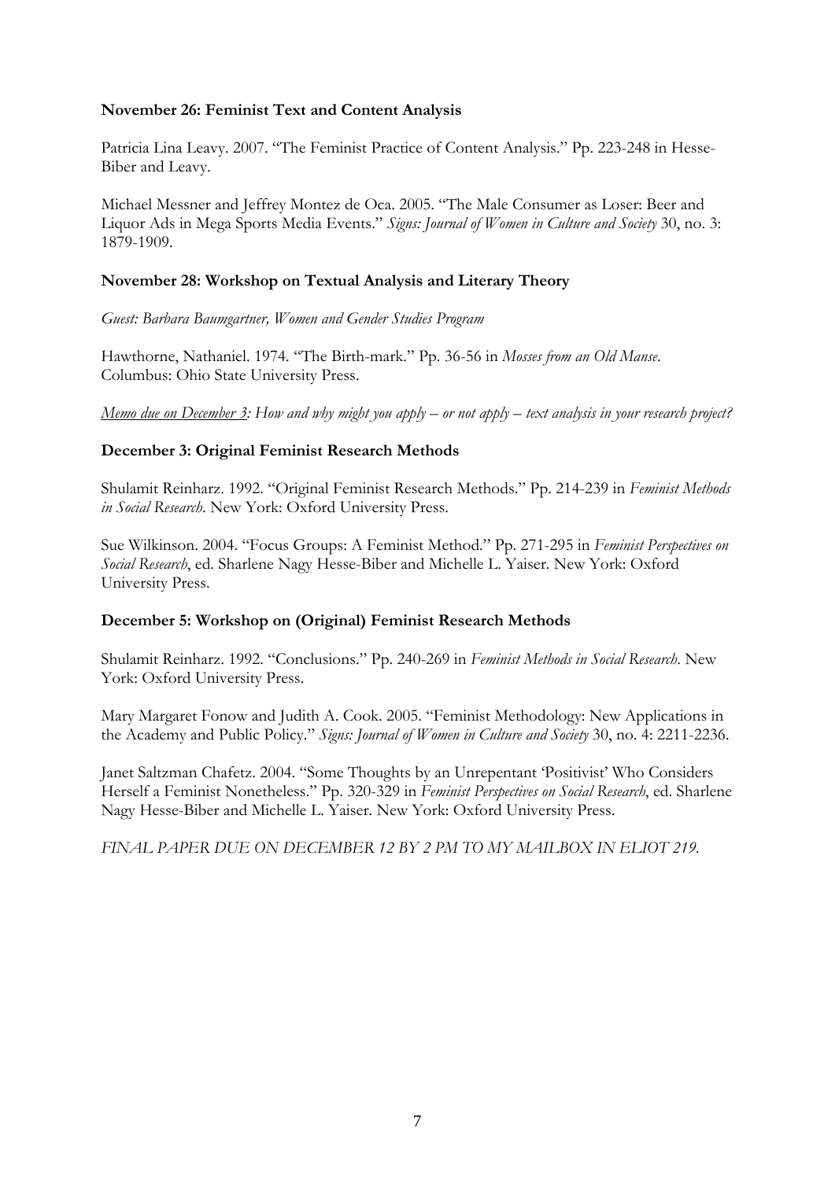**November 26: Feminist Text and Content Analysis**

Patricia Lina Leavy. 2007. "The Feminist Practice of Content Analysis." Pp. 223-248 in Hesse-Biber and Leavy.

Michael Messner and Jeffrey Montez de Oca. 2005. "The Male Consumer as Loser: Beer and Liquor Ads in Mega Sports Media Events." *Signs: Journal of Women in Culture and Society* 30, no. 3: 1879-1909.

**November 28: Workshop on Textual Analysis and Literary Theory**

*Guest: Barbara Baumgartner, Women and Gender Studies Program*

Hawthorne, Nathaniel. 1974. "The Birth-mark." Pp. 36-56 in *Mosses from an Old Manse*. Columbus: Ohio State University Press.

*<u>Memo due on December 3</u>: How and why might you apply – or not apply – text analysis in your research project?*

**December 3: Original Feminist Research Methods**

Shulamit Reinharz. 1992. "Original Feminist Research Methods." Pp. 214-239 in *Feminist Methods in Social Research*. New York: Oxford University Press.

Sue Wilkinson. 2004. "Focus Groups: A Feminist Method." Pp. 271-295 in *Feminist Perspectives on Social Research*, ed. Sharlene Nagy Hesse-Biber and Michelle L. Yaiser. New York: Oxford University Press.

**December 5: Workshop on (Original) Feminist Research Methods**

Shulamit Reinharz. 1992. "Conclusions." Pp. 240-269 in *Feminist Methods in Social Research*. New York: Oxford University Press.

Mary Margaret Fonow and Judith A. Cook. 2005. "Feminist Methodology: New Applications in the Academy and Public Policy." *Signs: Journal of Women in Culture and Society* 30, no. 4: 2211-2236.

Janet Saltzman Chafetz. 2004. "Some Thoughts by an Unrepentant 'Positivist' Who Considers Herself a Feminist Nonetheless." Pp. 320-329 in *Feminist Perspectives on Social Research*, ed. Sharlene Nagy Hesse-Biber and Michelle L. Yaiser. New York: Oxford University Press.

*FINAL PAPER DUE ON DECEMBER 12 BY 2 PM TO MY MAILBOX IN ELIOT 219.*